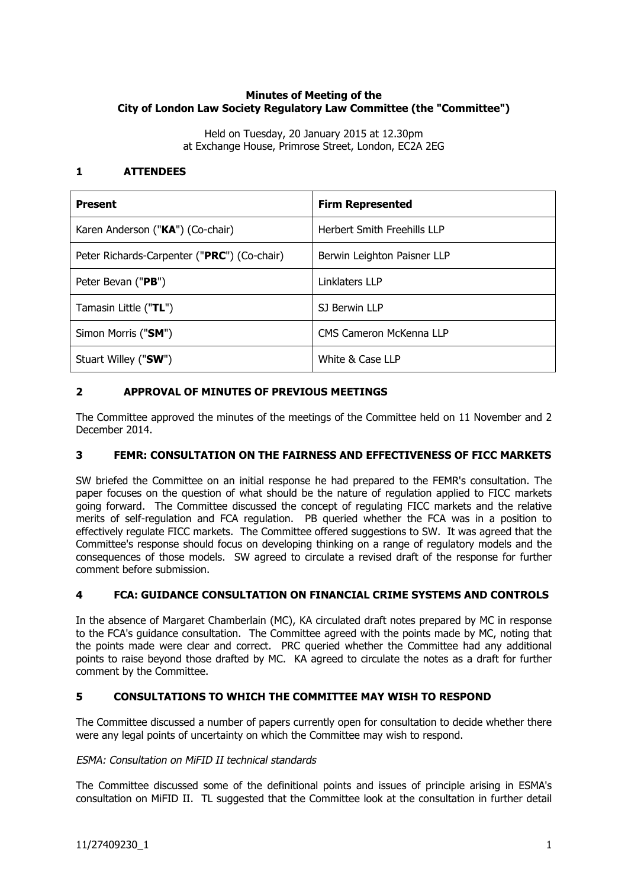**Minutes of Meeting of the City of London Law Society Regulatory Law Committee (the "Committee")**

Held on Tuesday, 20 January 2015 at 12.30pm
at Exchange House, Primrose Street, London, EC2A 2EG

## 1 ATTENDEES

| Present | Firm Represented |
|---|---|
| Karen Anderson ("**KA**") (Co-chair) | Herbert Smith Freehills LLP |
| Peter Richards-Carpenter ("**PRC**") (Co-chair) | Berwin Leighton Paisner LLP |
| Peter Bevan ("**PB**") | Linklaters LLP |
| Tamasin Little ("**TL**") | SJ Berwin LLP |
| Simon Morris ("**SM**") | CMS Cameron McKenna LLP |
| Stuart Willey ("**SW**") | White & Case LLP |

## 2 APPROVAL OF MINUTES OF PREVIOUS MEETINGS

The Committee approved the minutes of the meetings of the Committee held on 11 November and 2 December 2014.

## 3 FEMR: CONSULTATION ON THE FAIRNESS AND EFFECTIVENESS OF FICC MARKETS

SW briefed the Committee on an initial response he had prepared to the FEMR's consultation. The paper focuses on the question of what should be the nature of regulation applied to FICC markets going forward. The Committee discussed the concept of regulating FICC markets and the relative merits of self-regulation and FCA regulation. PB queried whether the FCA was in a position to effectively regulate FICC markets. The Committee offered suggestions to SW. It was agreed that the Committee's response should focus on developing thinking on a range of regulatory models and the consequences of those models. SW agreed to circulate a revised draft of the response for further comment before submission.

## 4 FCA: GUIDANCE CONSULTATION ON FINANCIAL CRIME SYSTEMS AND CONTROLS

In the absence of Margaret Chamberlain (MC), KA circulated draft notes prepared by MC in response to the FCA's guidance consultation. The Committee agreed with the points made by MC, noting that the points made were clear and correct. PRC queried whether the Committee had any additional points to raise beyond those drafted by MC. KA agreed to circulate the notes as a draft for further comment by the Committee.

## 5 CONSULTATIONS TO WHICH THE COMMITTEE MAY WISH TO RESPOND

The Committee discussed a number of papers currently open for consultation to decide whether there were any legal points of uncertainty on which the Committee may wish to respond.

*ESMA: Consultation on MiFID II technical standards*

The Committee discussed some of the definitional points and issues of principle arising in ESMA's consultation on MiFID II. TL suggested that the Committee look at the consultation in further detail

11/27409230_1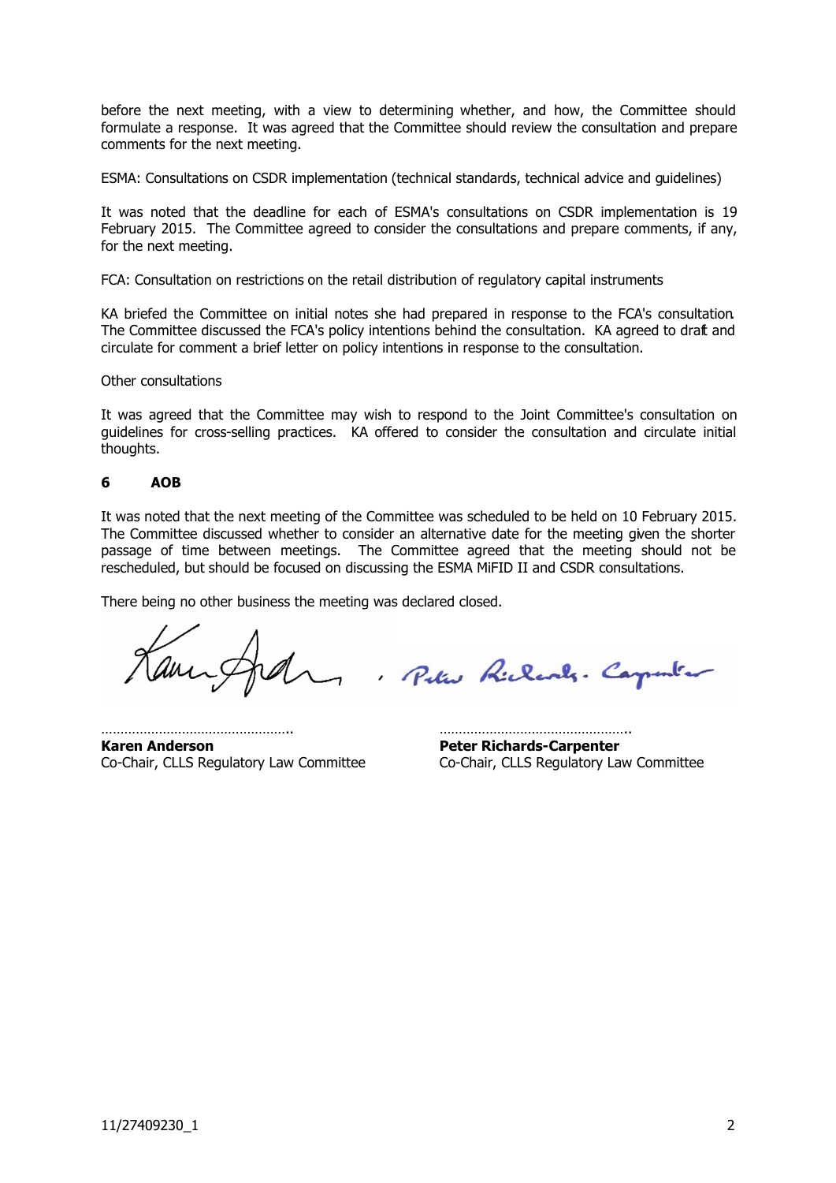before the next meeting, with a view to determining whether, and how, the Committee should formulate a response. It was agreed that the Committee should review the consultation and prepare comments for the next meeting.

ESMA: Consultations on CSDR implementation (technical standards, technical advice and guidelines)

It was noted that the deadline for each of ESMA's consultations on CSDR implementation is 19 February 2015. The Committee agreed to consider the consultations and prepare comments, if any, for the next meeting.

FCA: Consultation on restrictions on the retail distribution of regulatory capital instruments

KA briefed the Committee on initial notes she had prepared in response to the FCA's consultation. The Committee discussed the FCA's policy intentions behind the consultation. KA agreed to draft and circulate for comment a brief letter on policy intentions in response to the consultation.

Other consultations

It was agreed that the Committee may wish to respond to the Joint Committee's consultation on guidelines for cross-selling practices. KA offered to consider the consultation and circulate initial thoughts.

## 6 AOB

It was noted that the next meeting of the Committee was scheduled to be held on 10 February 2015. The Committee discussed whether to consider an alternative date for the meeting given the shorter passage of time between meetings. The Committee agreed that the meeting should not be rescheduled, but should be focused on discussing the ESMA MiFID II and CSDR consultations.

There being no other business the meeting was declared closed.

…………………………………………..
**Karen Anderson**
Co-Chair, CLLS Regulatory Law Committee

…………………………………………..
**Peter Richards-Carpenter**
Co-Chair, CLLS Regulatory Law Committee

11/27409230_1